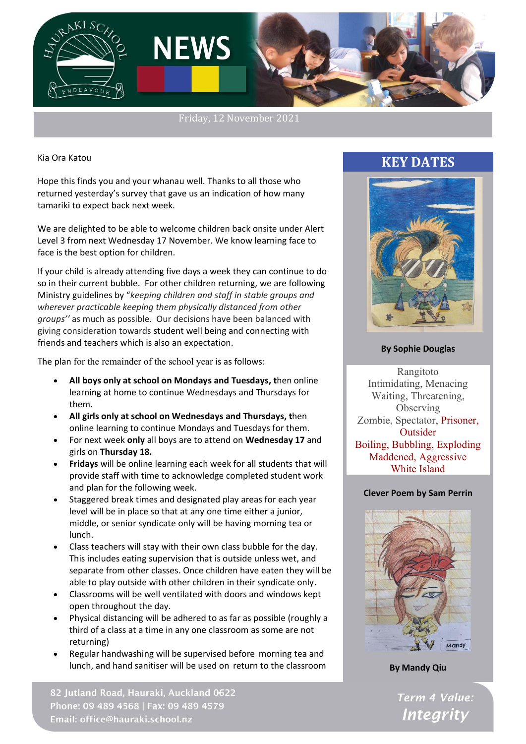# NEWS

Friday, 12 November 2021

Kia Ora Katou

Hope this finds you and your whanau well. Thanks to all those who returned yesterday's survey that gave us an indication of how many tamariki to expect back next week.

We are delighted to be able to welcome children back onsite under Alert Level 3 from next Wednesday 17 November. We know learning face to face is the best option for children.

If your child is already attending five days a week they can continue to do so in their current bubble. For other children returning, we are following Ministry guidelines by "*keeping children and staff in stable groups and wherever practicable keeping them physically distanced from other groups''* as much as possible. Our decisions have been balanced with giving consideration towards student well being and connecting with friends and teachers which is also an expectation.

The plan for the remainder of the school year is as follows:

- **All boys only at school on Mondays and Tuesdays, t**hen online learning at home to continue Wednesdays and Thursdays for them.
- **All girls only at school on Wednesdays and Thursdays, t**hen online learning to continue Mondays and Tuesdays for them.
- For next week **only** all boys are to attend on **Wednesday 17** and girls on **Thursday 18.**
- **Fridays** will be online learning each week for all students that will provide staff with time to acknowledge completed student work and plan for the following week.
- Staggered break times and designated play areas for each year level will be in place so that at any one time either a junior, middle, or senior syndicate only will be having morning tea or lunch.
- Class teachers will stay with their own class bubble for the day. This includes eating supervision that is outside unless wet, and separate from other classes. Once children have eaten they will be able to play outside with other children in their syndicate only.
- Classrooms will be well ventilated with doors and windows kept open throughout the day.
- Physical distancing will be adhered to as far as possible (roughly a third of a class at a time in any one classroom as some are not returning)
- Regular handwashing will be supervised before morning tea and lunch, and hand sanitiser will be used on return to the classroom

## KEY DATES

**By Sophie Douglas**

Rangitoto
Intimidating, Menacing
Waiting, Threatening,
Observing
Zombie, Spectator, Prisoner,
Outsider
Boiling, Bubbling, Exploding
Maddened, Aggressive
White Island

**Clever Poem by Sam Perrin**

**By Mandy Qiu**

82 Jutland Road, Hauraki, Auckland 0622
Phone: 09 489 4568 | Fax: 09 489 4579
Email: office@hauraki.school.nz

*Term 4 Value:*
***Integrity***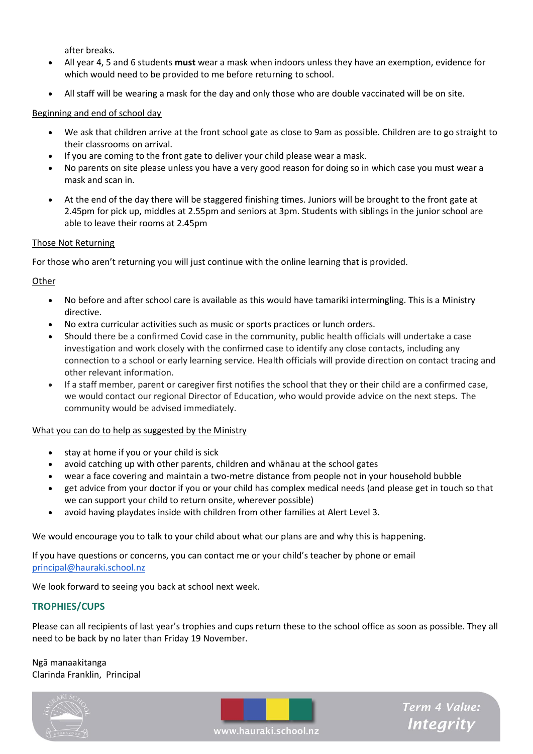after breaks.

- All year 4, 5 and 6 students **must** wear a mask when indoors unless they have an exemption, evidence for which would need to be provided to me before returning to school.
- All staff will be wearing a mask for the day and only those who are double vaccinated will be on site.

<u>Beginning and end of school day</u>

- We ask that children arrive at the front school gate as close to 9am as possible. Children are to go straight to their classrooms on arrival.
- If you are coming to the front gate to deliver your child please wear a mask.
- No parents on site please unless you have a very good reason for doing so in which case you must wear a mask and scan in.
- At the end of the day there will be staggered finishing times. Juniors will be brought to the front gate at 2.45pm for pick up, middles at 2.55pm and seniors at 3pm. Students with siblings in the junior school are able to leave their rooms at 2.45pm

<u>Those Not Returning</u>

For those who aren't returning you will just continue with the online learning that is provided.

<u>Other</u>

- No before and after school care is available as this would have tamariki intermingling. This is a Ministry directive.
- No extra curricular activities such as music or sports practices or lunch orders.
- Should there be a confirmed Covid case in the community, public health officials will undertake a case investigation and work closely with the confirmed case to identify any close contacts, including any connection to a school or early learning service. Health officials will provide direction on contact tracing and other relevant information.
- If a staff member, parent or caregiver first notifies the school that they or their child are a confirmed case, we would contact our regional Director of Education, who would provide advice on the next steps. The community would be advised immediately.

<u>What you can do to help as suggested by the Ministry</u>

- stay at home if you or your child is sick
- avoid catching up with other parents, children and whānau at the school gates
- wear a face covering and maintain a two-metre distance from people not in your household bubble
- get advice from your doctor if you or your child has complex medical needs (and please get in touch so that we can support your child to return onsite, wherever possible)
- avoid having playdates inside with children from other families at Alert Level 3.

We would encourage you to talk to your child about what our plans are and why this is happening.

If you have questions or concerns, you can contact me or your child's teacher by phone or email principal@hauraki.school.nz

We look forward to seeing you back at school next week.

## TROPHIES/CUPS

Please can all recipients of last year's trophies and cups return these to the school office as soon as possible. They all need to be back by no later than Friday 19 November.

Ngā manaakitanga
Clarinda Franklin, Principal

www.hauraki.school.nz

*Term 4 Value:*
***Integrity***